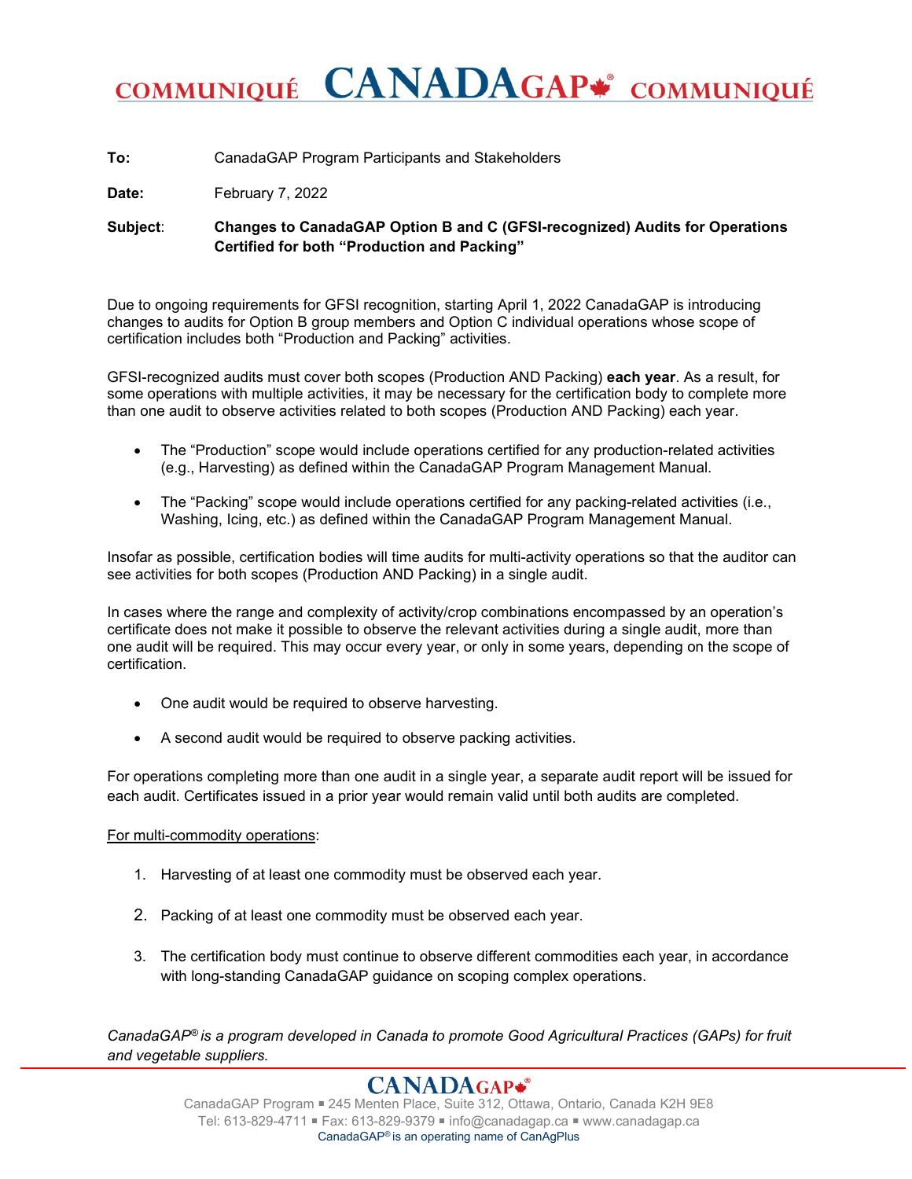# COMMUNIQUÉ CANADAGAP® COMMUNIQUÉ

**To:** CanadaGAP Program Participants and Stakeholders

**Date:** February 7, 2022

**Subject**: **Changes to CanadaGAP Option B and C (GFSI-recognized) Audits for Operations Certified for both "Production and Packing"**

Due to ongoing requirements for GFSI recognition, starting April 1, 2022 CanadaGAP is introducing changes to audits for Option B group members and Option C individual operations whose scope of certification includes both "Production and Packing" activities.

GFSI-recognized audits must cover both scopes (Production AND Packing) **each year**. As a result, for some operations with multiple activities, it may be necessary for the certification body to complete more than one audit to observe activities related to both scopes (Production AND Packing) each year.

- The "Production" scope would include operations certified for any production-related activities (e.g., Harvesting) as defined within the CanadaGAP Program Management Manual.
- The "Packing" scope would include operations certified for any packing-related activities (i.e., Washing, Icing, etc.) as defined within the CanadaGAP Program Management Manual.

Insofar as possible, certification bodies will time audits for multi-activity operations so that the auditor can see activities for both scopes (Production AND Packing) in a single audit.

In cases where the range and complexity of activity/crop combinations encompassed by an operation's certificate does not make it possible to observe the relevant activities during a single audit, more than one audit will be required. This may occur every year, or only in some years, depending on the scope of certification.

- One audit would be required to observe harvesting.
- A second audit would be required to observe packing activities.

For operations completing more than one audit in a single year, a separate audit report will be issued for each audit. Certificates issued in a prior year would remain valid until both audits are completed.

<u>For multi-commodity operations</u>:

1. Harvesting of at least one commodity must be observed each year.
2. Packing of at least one commodity must be observed each year.
3. The certification body must continue to observe different commodities each year, in accordance with long-standing CanadaGAP guidance on scoping complex operations.

*CanadaGAP® is a program developed in Canada to promote Good Agricultural Practices (GAPs) for fruit and vegetable suppliers.*

CANADAGAP®

CanadaGAP Program ▪ 245 Menten Place, Suite 312, Ottawa, Ontario, Canada K2H 9E8
Tel: 613-829-4711 ▪ Fax: 613-829-9379 ▪ info@canadagap.ca ▪ www.canadagap.ca
CanadaGAP® is an operating name of CanAgPlus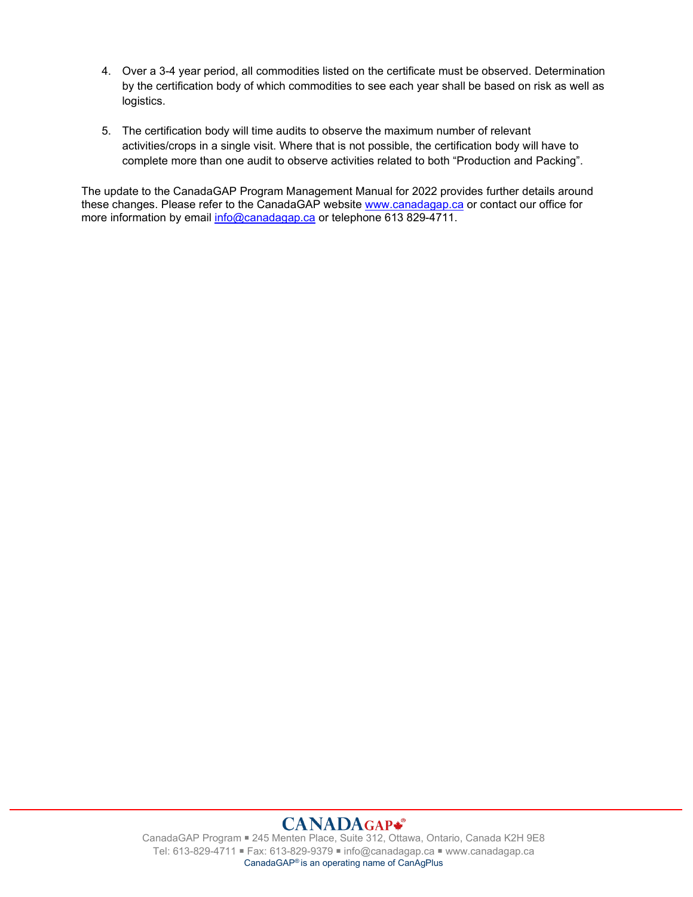4. Over a 3-4 year period, all commodities listed on the certificate must be observed. Determination by the certification body of which commodities to see each year shall be based on risk as well as logistics.

5. The certification body will time audits to observe the maximum number of relevant activities/crops in a single visit. Where that is not possible, the certification body will have to complete more than one audit to observe activities related to both "Production and Packing".

The update to the CanadaGAP Program Management Manual for 2022 provides further details around these changes. Please refer to the CanadaGAP website www.canadagap.ca or contact our office for more information by email info@canadagap.ca or telephone 613 829-4711.